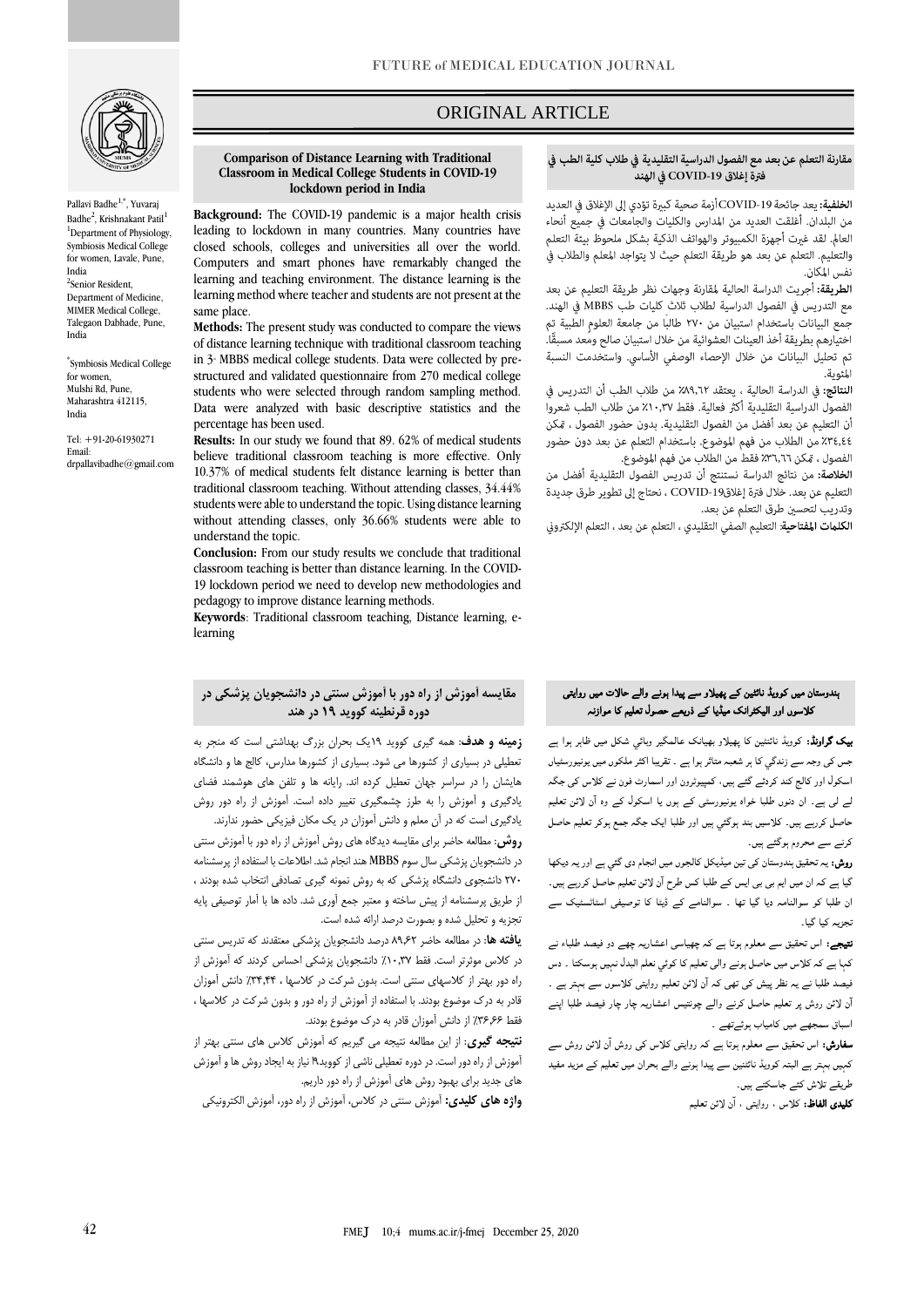ORIGINAL ARTICLE

# Comparison of Distance Learning with Traditional Classroom in Medical College Students in COVID-19 lockdown period in India

Pallavi Badhe[1,*], Yuvaraj Badhe[2], Krishnakant Patil[1]

[1]Department of Physiology, Symbiosis Medical College for women, Lavale, Pune, India

[2]Senior Resident, Department of Medicine, MIMER Medical College, Talegaon Dabhade, Pune, India

[*]Symbiosis Medical College for women, Mulshi Rd, Pune, Maharashtra 412115, India

Tel: +91-20-61930271
Email: drpallavibadhe@gmail.com

**Background:** The COVID-19 pandemic is a major health crisis leading to lockdown in many countries. Many countries have closed schools, colleges and universities all over the world. Computers and smart phones have remarkably changed the learning and teaching environment. The distance learning is the learning method where teacher and students are not present at the same place.

**Methods:** The present study was conducted to compare the views of distance learning technique with traditional classroom teaching in 3- MBBS medical college students. Data were collected by pre-structured and validated questionnaire from 270 medical college students who were selected through random sampling method. Data were analyzed with basic descriptive statistics and the percentage has been used.

**Results:** In our study we found that 89. 62% of medical students believe traditional classroom teaching is more effective. Only 10.37% of medical students felt distance learning is better than traditional classroom teaching. Without attending classes, 34.44% students were able to understand the topic. Using distance learning without attending classes, only 36.66% students were able to understand the topic.

**Conclusion:** From our study results we conclude that traditional classroom teaching is better than distance learning. In the COVID-19 lockdown period we need to develop new methodologies and pedagogy to improve distance learning methods.

**Keywords**: Traditional classroom teaching, Distance learning, e-learning

## مقارنة التعلم عن بعد مع الفصول الدراسية التقليدية في طلاب كلية الطب في فترة إغلاق COVID-19 في الهند

**الخلفية:** يعد جائحة COVID-19 أزمة صحية كبيرة تؤدي إلى الإغلاق في العديد من البلدان. أغلقت العديد من المدارس والكليات والجامعات في جميع أنحاء العالم. لقد غيرت أجهزة الكمبيوتر والهواتف الذكية بشكل ملحوظ بيئة التعلم والتعليم. التعلم عن بعد هو طريقة التعلم حيث لا يتواجد المعلم والطلاب في نفس المكان.

**الطريقة:** أجريت الدراسة الحالية لمقارنة وجهات نظر طريقة التعليم عن بعد مع التدريس في الفصول الدراسية لطلاب ثلاث كليات طب MBBS في الهند. جمع البيانات باستخدام استبيان من ٢٧٠ طالبًا من جامعة العلوم الطبية تم اختيارهم بطريقة أخذ العينات العشوائية من خلال استبيان صالح ومعد مسبقًا. تم تحليل البيانات من خلال الإحصاء الوصفي الأساسي. واستخدمت النسبة المئوية.

**النتائج:** في الدراسة الحالية ، يعتقد ٨٩,٦٢٪ من طلاب الطب أن التدريس في الفصول الدراسية التقليدية أكثر فعالية. فقط ١٠,٣٧٪ من طلاب الطب شعروا أن التعليم عن بعد أفضل من الفصول التقليدية. بدون حضور الفصول ، تمكن ٣٤,٤٤٪ من الطلاب من فهم الموضوع. باستخدام التعلم عن بعد دون حضور الفصول ، تمكن ٣٦,٦٦٪ فقط من الطلاب من فهم الموضوع.

**الخلاصة:** من نتائج الدراسة نستنتج أن تدريس الفصول التقليدية أفضل من التعليم عن بعد. خلال فترة إغلاق COVID-19 ، نحتاج إلى تطوير طرق جديدة وتدريب لتحسين طرق التعلم عن بعد.

**الكلمات المفتاحية:** التعليم الصفي التقليدي ، التعلم عن بعد ، التعلم الإلكتروني

## مقایسه آموزش از راه دور با آموزش سنتی در دانشجویان پزشکی در دوره قرنطینه کووید ۱۹ در هند

**زمینه و هدف:** همه گیری کووید ۱۹یک بحران بزرگ بهداشتی است که منجر به تعطیلی در بسیاری از کشورها می شود. بسیاری از کشورها مدارس، کالج ها و دانشگاه هایشان را در سراسر جهان تعطیل کرده اند. رایانه ها و تلفن های هوشمند فضای یادگیری و آموزش را به طرز چشمگیری تغییر داده است. آموزش از راه دور روش یادگیری است که در آن معلم و دانش آموزان در یک مکان فیزیکی حضور ندارند.

**روش:** مطالعه حاضر برای مقایسه دیدگاه های روش آموزش از راه دور با آموزش سنتی در دانشجویان پزشکی سال سوم MBBS هند انجام شد. اطلاعات با استفاده از پرسشنامه ۲۷۰ دانشجوی دانشگاه پزشکی که به روش نمونه گیری تصادفی انتخاب شده بودند ، از طریق پرسشنامه از پیش ساخته و معتبر جمع آوری شد. داده ها با آمار توصیفی پایه تجزیه و تحلیل شده و بصورت درصد ارائه شده است.

**یافته ها:** در مطالعه حاضر ۸۹،۶۲ درصد دانشجویان پزشکی معتقدند که تدریس سنتی در کلاس موثرتر است. فقط ۱۰،۳۷٪ دانشجویان پزشکی احساس کردند که آموزش از راه دور بهتر از کلاسهای سنتی است. بدون شرکت در کلاسها ، ۳۴،۴۴٪ دانش آموزان قادر به درک موضوع بودند. با استفاده از آموزش از راه دور و بدون شرکت در کلاسها ، فقط ۳۶،۶۶٪ از دانش آموزان قادر به درک موضوع بودند.

**نتیجه گیری:** از این مطالعه نتیجه می گیریم که آموزش کلاس های سنتی بهتر از آموزش از راه دور است. در دوره تعطیلی ناشی از کووید۱۹ نیاز به ایجاد روش ها و آموزش های جدید برای بهبود روش های آموزش از راه دور داریم.

**واژه های کلیدی:** آموزش سنتی در کلاس، آموزش از راه دور، آموزش الکترونیکی

## ہندوستان میں کووِڈ نائنٹین کے پھیلاو سے پیدا ہونے والے حالات میں روایتی کلاسوں اور الیکٹرانک میڈیا کے ذریعے حصول تعلیم کا موازنہ

**بیک گراونڈ:** کووِڈ نائنٹین کا پھیلاو بھیانک عالمگیر وبائي شکل میں ظاہر ہوا ہے جس کی وجہ سے زندگي کا ہر شعبہ متاثر ہوا ہے ۔ تقریبا اکثر ملکوں میں یونیورسٹیاں اسکول اور کالج بند کردئے گئے ہیں، کمپیوٹروں اور اسمارٹ فون نے کلاس کی جگہ لے لی ہے۔ ان دنوں طلبا خواہ یونیورسٹی کے ہوں یا اسکول کے وہ آن لائن تعلیم حاصل کررہے ہیں۔ کلاسیں بند ہوگئي ہیں اور طلبا ایک جگہ جمع ہوکر تعلیم حاصل کرنے سے محروم ہوگئے ہیں۔

**روش:** یہ تحقیق ہندوستان کی تین میڈیکل کالجوں میں انجام دی گئي ہے اور یہ دیکھا گیا ہے کہ ان میں ایم بی بی ایس کے طلبا کس طرح آن لائن تعلیم حاصل کررہے ہیں۔ ان طلبا کو سوالنامہ دیا گيا تھا ۔ سوالنامے کے ڈیٹا کا توصیفی اسٹائسٹیک سے تجزیہ کیا گيا۔

**نتیجے:** اس تحقیق سے معلوم ہوتا ہے کہ چھیاسی اعشاریہ چھے دو فیصد طلباء نے کہا ہے کہ کلاس میں حاصل ہونے والی تعلیم کا کوئي نعم البدل نہیں ہوسکتا ۔ دس فیصد طلبا نے یہ نظر پیش کی تھی کہ آن لائن تعلیم روایتی کلاسوں سے بہتر ہے ۔ آن لائن روش پر تعلیم حاصل کرنے والے چونتیس اعشاریہ چار چار فیصد طلبا اپنے اسباق سمجھنے میں کامیاب ہوئےتھے ۔

**سفارش:** اس تحقیق سے معلوم ہوتا ہے کہ روایتی کلاس کی روش آن لائن روش سے کہیں بہتر ہے البتہ کووِڈ نائنٹین سے پیدا ہونے والے بحران میں تعلیم کے مزید مفید طریقے تلاش کئے جاسکتے ہیں۔

**کلیدی الفاظ:** کلاس ، روایتی ، آن لائن تعلیم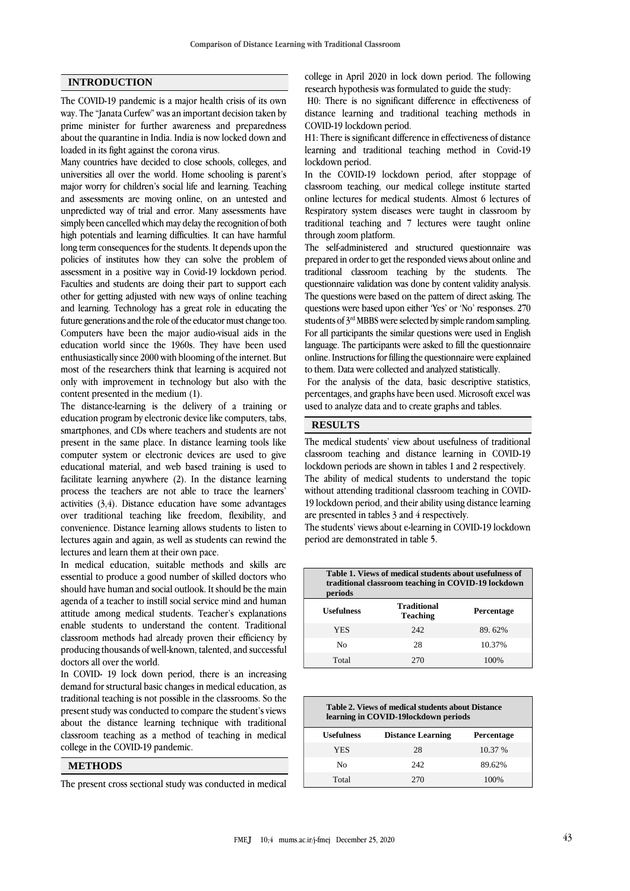## INTRODUCTION

The COVID-19 pandemic is a major health crisis of its own way. The "Janata Curfew" was an important decision taken by prime minister for further awareness and preparedness about the quarantine in India. India is now locked down and loaded in its fight against the corona virus.

Many countries have decided to close schools, colleges, and universities all over the world. Home schooling is parent's major worry for children's social life and learning. Teaching and assessments are moving online, on an untested and unpredicted way of trial and error. Many assessments have simply been cancelled which may delay the recognition of both high potentials and learning difficulties. It can have harmful long term consequences for the students. It depends upon the policies of institutes how they can solve the problem of assessment in a positive way in Covid-19 lockdown period. Faculties and students are doing their part to support each other for getting adjusted with new ways of online teaching and learning. Technology has a great role in educating the future generations and the role of the educator must change too. Computers have been the major audio-visual aids in the education world since the 1960s. They have been used enthusiastically since 2000 with blooming of the internet. But most of the researchers think that learning is acquired not only with improvement in technology but also with the content presented in the medium (1).

The distance-learning is the delivery of a training or education program by electronic device like computers, tabs, smartphones, and CDs where teachers and students are not present in the same place. In distance learning tools like computer system or electronic devices are used to give educational material, and web based training is used to facilitate learning anywhere (2). In the distance learning process the teachers are not able to trace the learners' activities (3,4). Distance education have some advantages over traditional teaching like freedom, flexibility, and convenience. Distance learning allows students to listen to lectures again and again, as well as students can rewind the lectures and learn them at their own pace.

In medical education, suitable methods and skills are essential to produce a good number of skilled doctors who should have human and social outlook. It should be the main agenda of a teacher to instill social service mind and human attitude among medical students. Teacher's explanations enable students to understand the content. Traditional classroom methods had already proven their efficiency by producing thousands of well-known, talented, and successful doctors all over the world.

In COVID- 19 lock down period, there is an increasing demand for structural basic changes in medical education, as traditional teaching is not possible in the classrooms. So the present study was conducted to compare the student's views about the distance learning technique with traditional classroom teaching as a method of teaching in medical college in the COVID-19 pandemic.

## METHODS

The present cross sectional study was conducted in medical college in April 2020 in lock down period. The following research hypothesis was formulated to guide the study:

H0: There is no significant difference in effectiveness of distance learning and traditional teaching methods in COVID-19 lockdown period.

H1: There is significant difference in effectiveness of distance learning and traditional teaching method in Covid-19 lockdown period.

In the COVID-19 lockdown period, after stoppage of classroom teaching, our medical college institute started online lectures for medical students. Almost 6 lectures of Respiratory system diseases were taught in classroom by traditional teaching and 7 lectures were taught online through zoom platform.

The self-administered and structured questionnaire was prepared in order to get the responded views about online and traditional classroom teaching by the students. The questionnaire validation was done by content validity analysis. The questions were based on the pattern of direct asking. The questions were based upon either 'Yes' or 'No' responses. 270 students of 3rd MBBS were selected by simple random sampling. For all participants the similar questions were used in English language. The participants were asked to fill the questionnaire online. Instructions for filling the questionnaire were explained to them. Data were collected and analyzed statistically.

For the analysis of the data, basic descriptive statistics, percentages, and graphs have been used. Microsoft excel was used to analyze data and to create graphs and tables.

## RESULTS

The medical students' view about usefulness of traditional classroom teaching and distance learning in COVID-19 lockdown periods are shown in tables 1 and 2 respectively.

The ability of medical students to understand the topic without attending traditional classroom teaching in COVID-19 lockdown period, and their ability using distance learning are presented in tables 3 and 4 respectively.

The students' views about e-learning in COVID-19 lockdown period are demonstrated in table 5.

**Table 1. Views of medical students about usefulness of traditional classroom teaching in COVID-19 lockdown periods**

| Usefulness | Traditional Teaching | Percentage |
|---|---|---|
| YES | 242 | 89. 62% |
| No | 28 | 10.37% |
| Total | 270 | 100% |

**Table 2. Views of medical students about Distance learning in COVID-19lockdown periods**

| Usefulness | Distance Learning | Percentage |
|---|---|---|
| YES | 28 | 10.37 % |
| No | 242 | 89.62% |
| Total | 270 | 100% |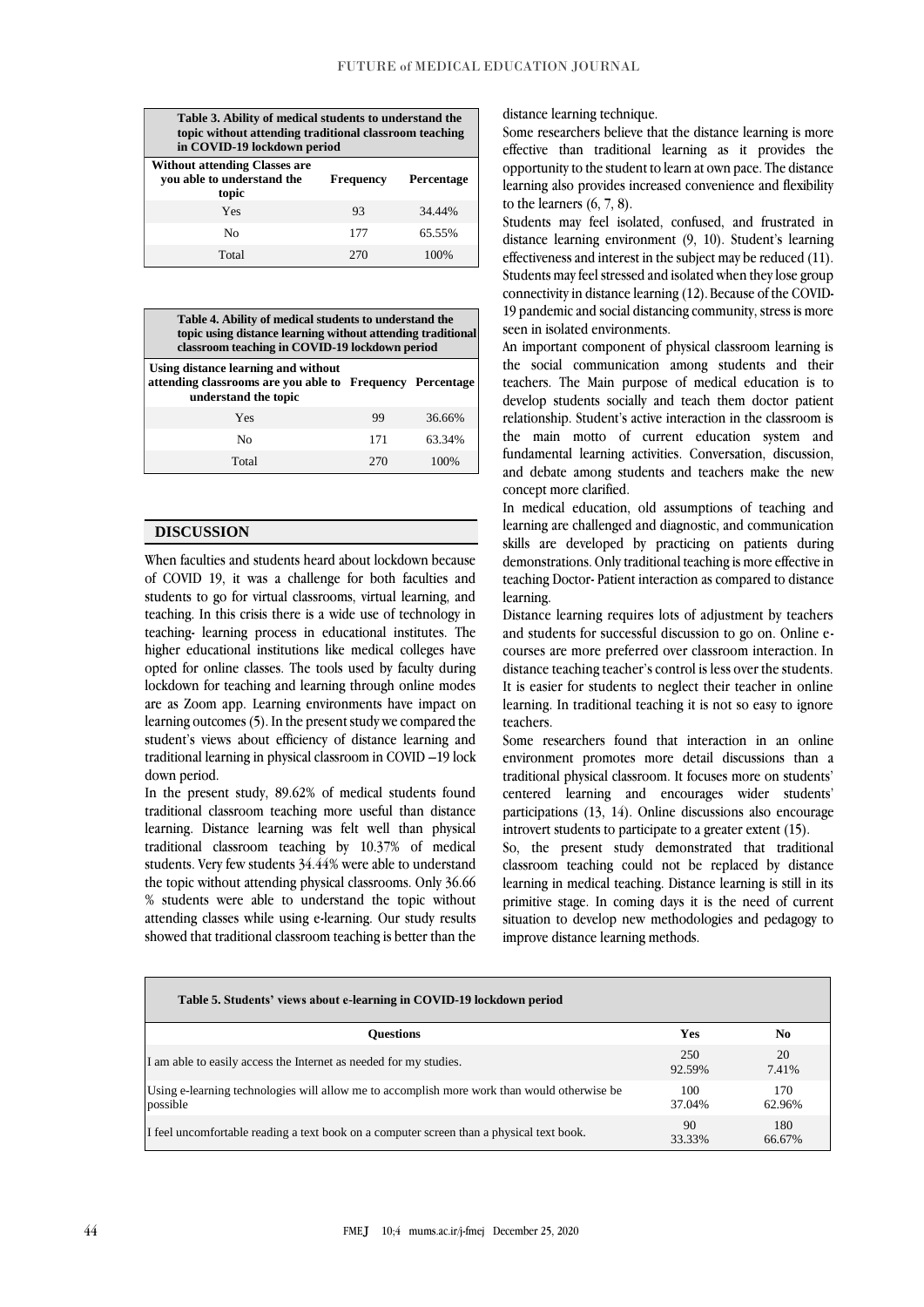**Table 3. Ability of medical students to understand the topic without attending traditional classroom teaching in COVID-19 lockdown period**

| Without attending Classes are you able to understand the topic | Frequency | Percentage |
|---|---|---|
| Yes | 93 | 34.44% |
| No | 177 | 65.55% |
| Total | 270 | 100% |

**Table 4. Ability of medical students to understand the topic using distance learning without attending traditional classroom teaching in COVID-19 lockdown period**

| Using distance learning and without attending classrooms are you able to understand the topic | Frequency | Percentage |
|---|---|---|
| Yes | 99 | 36.66% |
| No | 171 | 63.34% |
| Total | 270 | 100% |

## DISCUSSION

When faculties and students heard about lockdown because of COVID 19, it was a challenge for both faculties and students to go for virtual classrooms, virtual learning, and teaching. In this crisis there is a wide use of technology in teaching- learning process in educational institutes. The higher educational institutions like medical colleges have opted for online classes. The tools used by faculty during lockdown for teaching and learning through online modes are as Zoom app. Learning environments have impact on learning outcomes (5). In the present study we compared the student's views about efficiency of distance learning and traditional learning in physical classroom in COVID –19 lock down period.

In the present study, 89.62% of medical students found traditional classroom teaching more useful than distance learning. Distance learning was felt well than physical traditional classroom teaching by 10.37% of medical students. Very few students 34.44% were able to understand the topic without attending physical classrooms. Only 36.66 % students were able to understand the topic without attending classes while using e-learning. Our study results showed that traditional classroom teaching is better than the distance learning technique.

Some researchers believe that the distance learning is more effective than traditional learning as it provides the opportunity to the student to learn at own pace. The distance learning also provides increased convenience and flexibility to the learners (6, 7, 8).

Students may feel isolated, confused, and frustrated in distance learning environment (9, 10). Student's learning effectiveness and interest in the subject may be reduced (11). Students may feel stressed and isolated when they lose group connectivity in distance learning (12). Because of the COVID-19 pandemic and social distancing community, stress is more seen in isolated environments.

An important component of physical classroom learning is the social communication among students and their teachers. The Main purpose of medical education is to develop students socially and teach them doctor patient relationship. Student's active interaction in the classroom is the main motto of current education system and fundamental learning activities. Conversation, discussion, and debate among students and teachers make the new concept more clarified.

In medical education, old assumptions of teaching and learning are challenged and diagnostic, and communication skills are developed by practicing on patients during demonstrations. Only traditional teaching is more effective in teaching Doctor- Patient interaction as compared to distance learning.

Distance learning requires lots of adjustment by teachers and students for successful discussion to go on. Online e-courses are more preferred over classroom interaction. In distance teaching teacher's control is less over the students. It is easier for students to neglect their teacher in online learning. In traditional teaching it is not so easy to ignore teachers.

Some researchers found that interaction in an online environment promotes more detail discussions than a traditional physical classroom. It focuses more on students' centered learning and encourages wider students' participations (13, 14). Online discussions also encourage introvert students to participate to a greater extent (15).

So, the present study demonstrated that traditional classroom teaching could not be replaced by distance learning in medical teaching. Distance learning is still in its primitive stage. In coming days it is the need of current situation to develop new methodologies and pedagogy to improve distance learning methods.

**Table 5. Students' views about e-learning in COVID-19 lockdown period**

| Questions | Yes | No |
|---|---|---|
| I am able to easily access the Internet as needed for my studies. | 250<br>92.59% | 20<br>7.41% |
| Using e-learning technologies will allow me to accomplish more work than would otherwise be possible | 100<br>37.04% | 170<br>62.96% |
| I feel uncomfortable reading a text book on a computer screen than a physical text book. | 90<br>33.33% | 180<br>66.67% |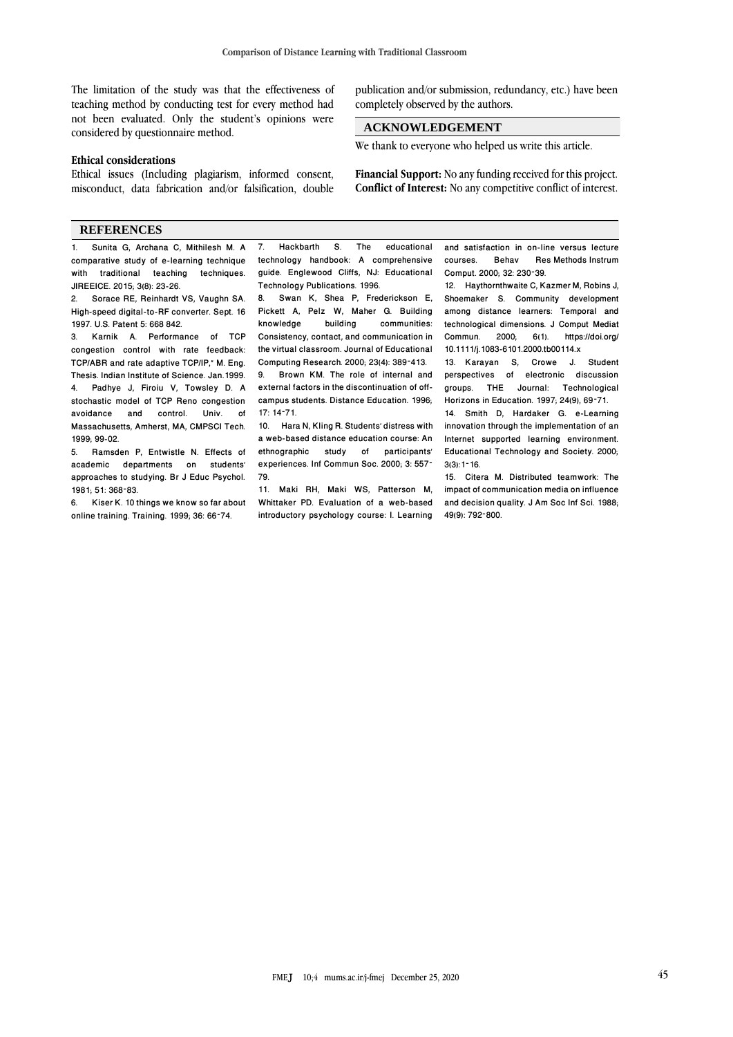The limitation of the study was that the effectiveness of teaching method by conducting test for every method had not been evaluated. Only the student's opinions were considered by questionnaire method.

**Ethical considerations**

Ethical issues (Including plagiarism, informed consent, misconduct, data fabrication and/or falsification, double publication and/or submission, redundancy, etc.) have been completely observed by the authors.

## ACKNOWLEDGEMENT

We thank to everyone who helped us write this article.

**Financial Support:** No any funding received for this project.
**Conflict of Interest:** No any competitive conflict of interest.

## REFERENCES

1. Sunita G, Archana C, Mithilesh M. A comparative study of e-learning technique with traditional teaching techniques. JIREEICE. 2015; 3(8): 23-26.
2. Sorace RE, Reinhardt VS, Vaughn SA. High-speed digital-to-RF converter. Sept. 16 1997. U.S. Patent 5: 668 842.
3. Karnik A. Performance of TCP congestion control with rate feedback: TCP/ABR and rate adaptive TCP/IP," M. Eng. Thesis. Indian Institute of Science. Jan.1999.
4. Padhye J, Firoiu V, Towsley D. A stochastic model of TCP Reno congestion avoidance and control. Univ. of Massachusetts, Amherst, MA, CMPSCI Tech. 1999; 99-02.
5. Ramsden P, Entwistle N. Effects of academic departments on students' approaches to studying. Br J Educ Psychol. 1981; 51: 368-83.
6. Kiser K. 10 things we know so far about online training. Training. 1999; 36: 66-74.
7. Hackbarth S. The educational technology handbook: A comprehensive guide. Englewood Cliffs, NJ: Educational Technology Publications. 1996.
8. Swan K, Shea P, Frederickson E, Pickett A, Pelz W, Maher G. Building knowledge building communities: Consistency, contact, and communication in the virtual classroom. Journal of Educational Computing Research. 2000; 23(4): 389-413.
9. Brown KM. The role of internal and external factors in the discontinuation of off-campus students. Distance Education. 1996; 17: 14-71.
10. Hara N, Kling R. Students' distress with a web-based distance education course: An ethnographic study of participants' experiences. Inf Commun Soc. 2000; 3: 557-79.
11. Maki RH, Maki WS, Patterson M, Whittaker PD. Evaluation of a web-based introductory psychology course: I. Learning and satisfaction in on-line versus lecture courses. Behav Res Methods Instrum Comput. 2000; 32: 230-39.
12. Haythornthwaite C, Kazmer M, Robins J, Shoemaker S. Community development among distance learners: Temporal and technological dimensions. J Comput Mediat Commun. 2000; 6(1). https://doi.org/10.1111/j.1083-6101.2000.tb00114.x
13. Karayan S, Crowe J. Student perspectives of electronic discussion groups. THE Journal: Technological Horizons in Education. 1997; 24(9), 69-71.
14. Smith D, Hardaker G. e-Learning innovation through the implementation of an Internet supported learning environment. Educational Technology and Society. 2000; 3(3):1-16.
15. Citera M. Distributed teamwork: The impact of communication media on influence and decision quality. J Am Soc Inf Sci. 1988; 49(9): 792-800.